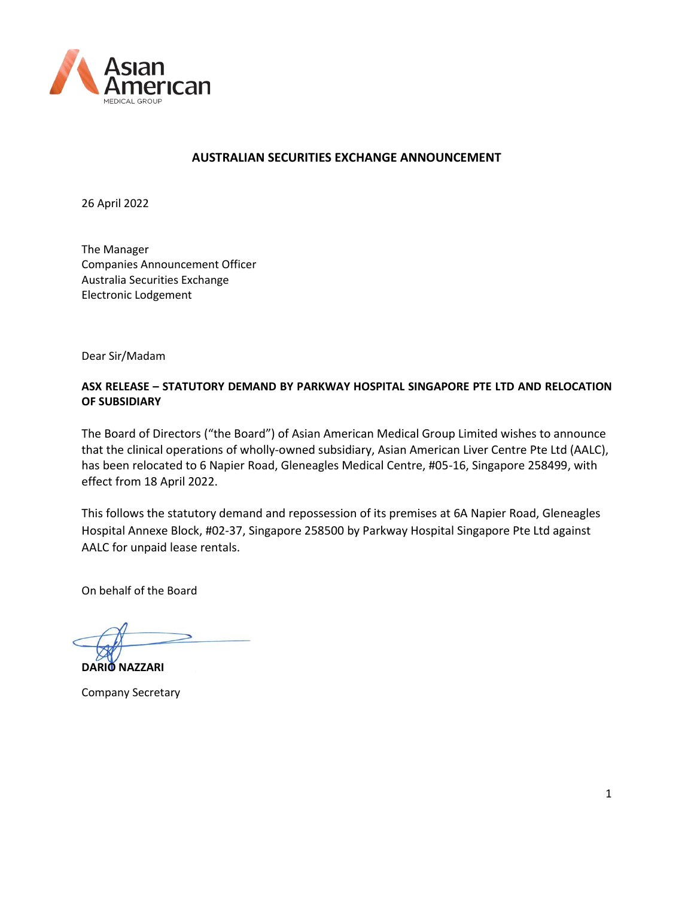Asian American
MEDICAL GROUP

**AUSTRALIAN SECURITIES EXCHANGE ANNOUNCEMENT**

26 April 2022

The Manager
Companies Announcement Officer
Australia Securities Exchange
Electronic Lodgement

Dear Sir/Madam

**ASX RELEASE – STATUTORY DEMAND BY PARKWAY HOSPITAL SINGAPORE PTE LTD AND RELOCATION OF SUBSIDIARY**

The Board of Directors ("the Board") of Asian American Medical Group Limited wishes to announce that the clinical operations of wholly-owned subsidiary, Asian American Liver Centre Pte Ltd (AALC), has been relocated to 6 Napier Road, Gleneagles Medical Centre, #05-16, Singapore 258499, with effect from 18 April 2022.

This follows the statutory demand and repossession of its premises at 6A Napier Road, Gleneagles Hospital Annexe Block, #02-37, Singapore 258500 by Parkway Hospital Singapore Pte Ltd against AALC for unpaid lease rentals.

On behalf of the Board

**DARIO NAZZARI**

Company Secretary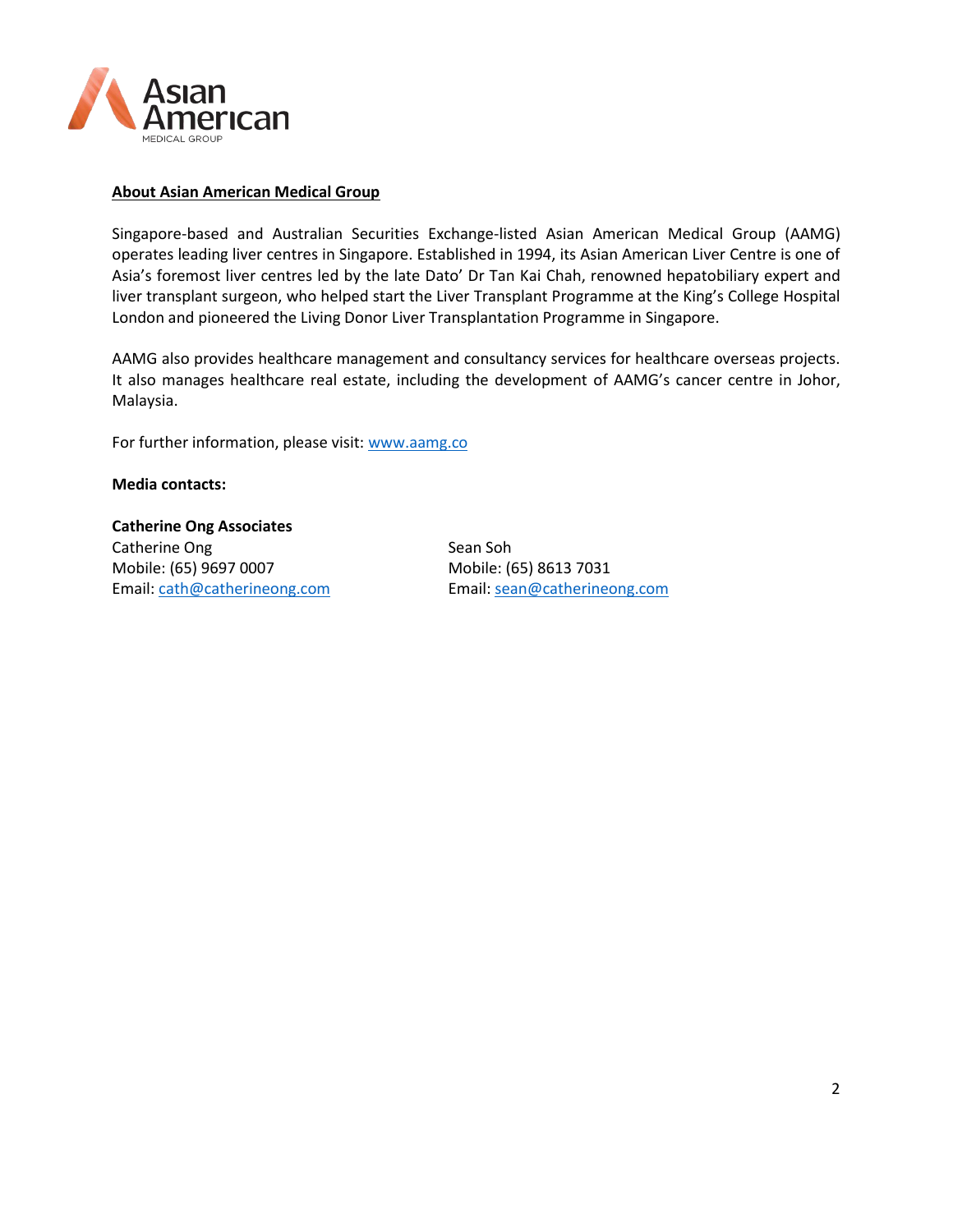**About Asian American Medical Group**

Singapore-based and Australian Securities Exchange-listed Asian American Medical Group (AAMG) operates leading liver centres in Singapore. Established in 1994, its Asian American Liver Centre is one of Asia's foremost liver centres led by the late Dato' Dr Tan Kai Chah, renowned hepatobiliary expert and liver transplant surgeon, who helped start the Liver Transplant Programme at the King's College Hospital London and pioneered the Living Donor Liver Transplantation Programme in Singapore.

AAMG also provides healthcare management and consultancy services for healthcare overseas projects. It also manages healthcare real estate, including the development of AAMG's cancer centre in Johor, Malaysia.

For further information, please visit: www.aamg.co

**Media contacts:**

**Catherine Ong Associates**

Catherine Ong
Mobile: (65) 9697 0007
Email: cath@catherineong.com

Sean Soh
Mobile: (65) 8613 7031
Email: sean@catherineong.com